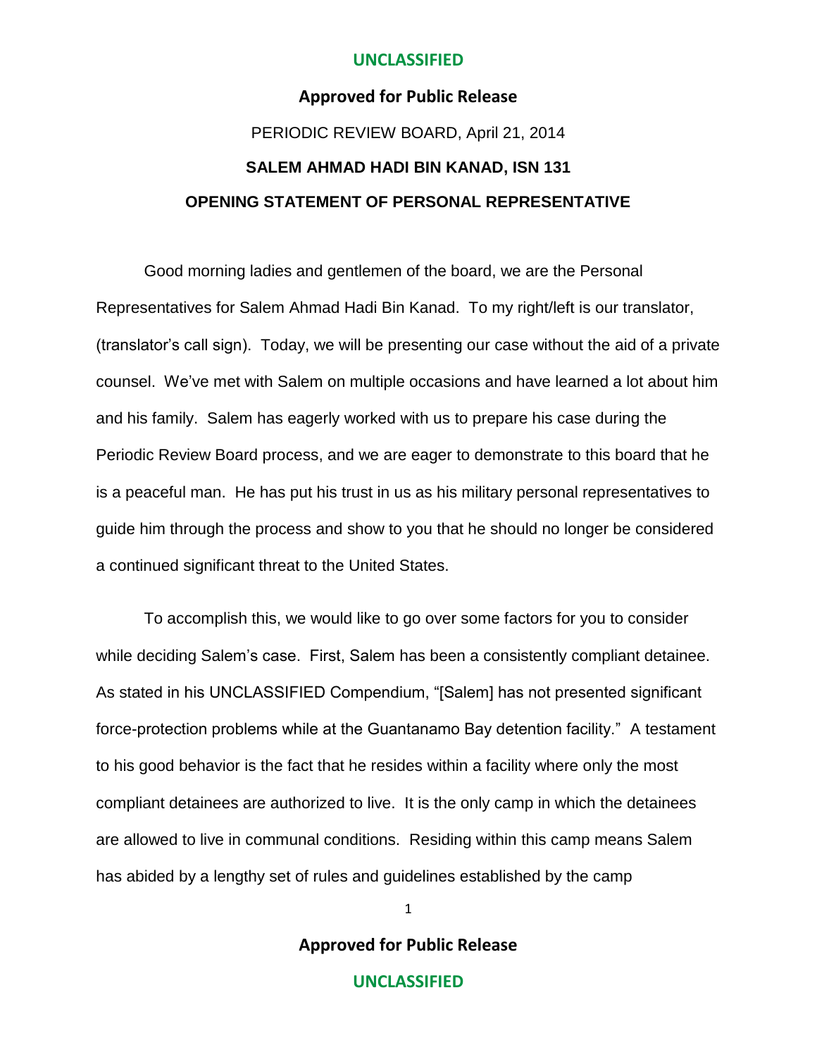**Approved for Public Release**

PERIODIC REVIEW BOARD, April 21, 2014

**SALEM AHMAD HADI BIN KANAD, ISN 131**

**OPENING STATEMENT OF PERSONAL REPRESENTATIVE**

Good morning ladies and gentlemen of the board, we are the Personal Representatives for Salem Ahmad Hadi Bin Kanad. To my right/left is our translator, (translator's call sign). Today, we will be presenting our case without the aid of a private counsel. We've met with Salem on multiple occasions and have learned a lot about him and his family. Salem has eagerly worked with us to prepare his case during the Periodic Review Board process, and we are eager to demonstrate to this board that he is a peaceful man. He has put his trust in us as his military personal representatives to guide him through the process and show to you that he should no longer be considered a continued significant threat to the United States.

To accomplish this, we would like to go over some factors for you to consider while deciding Salem's case. First, Salem has been a consistently compliant detainee. As stated in his UNCLASSIFIED Compendium, "[Salem] has not presented significant force-protection problems while at the Guantanamo Bay detention facility." A testament to his good behavior is the fact that he resides within a facility where only the most compliant detainees are authorized to live. It is the only camp in which the detainees are allowed to live in communal conditions. Residing within this camp means Salem has abided by a lengthy set of rules and guidelines established by the camp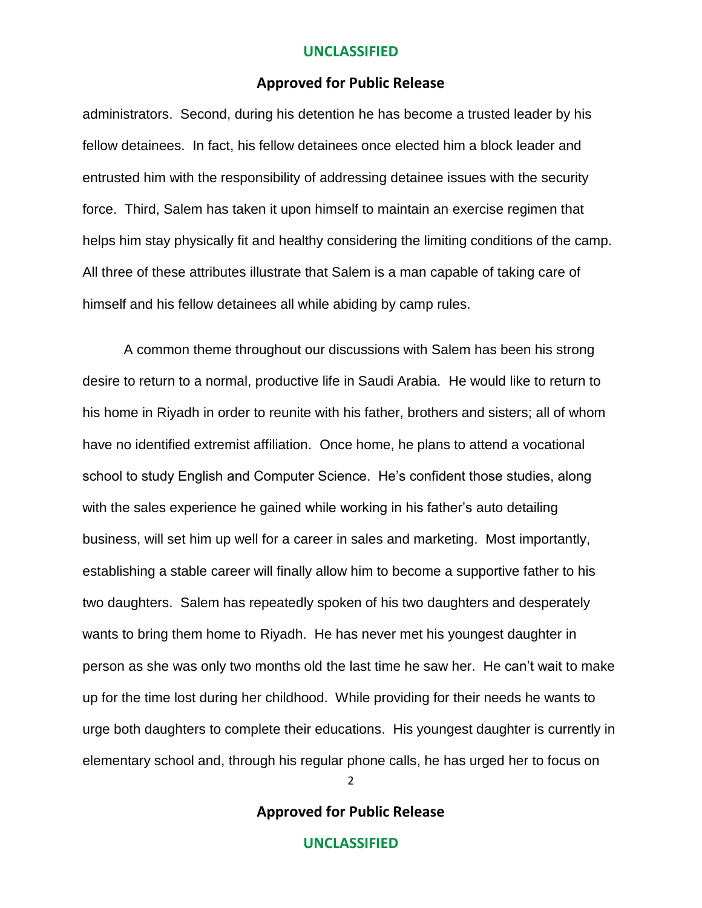administrators. Second, during his detention he has become a trusted leader by his fellow detainees. In fact, his fellow detainees once elected him a block leader and entrusted him with the responsibility of addressing detainee issues with the security force. Third, Salem has taken it upon himself to maintain an exercise regimen that helps him stay physically fit and healthy considering the limiting conditions of the camp. All three of these attributes illustrate that Salem is a man capable of taking care of himself and his fellow detainees all while abiding by camp rules.

A common theme throughout our discussions with Salem has been his strong desire to return to a normal, productive life in Saudi Arabia. He would like to return to his home in Riyadh in order to reunite with his father, brothers and sisters; all of whom have no identified extremist affiliation. Once home, he plans to attend a vocational school to study English and Computer Science. He's confident those studies, along with the sales experience he gained while working in his father's auto detailing business, will set him up well for a career in sales and marketing. Most importantly, establishing a stable career will finally allow him to become a supportive father to his two daughters. Salem has repeatedly spoken of his two daughters and desperately wants to bring them home to Riyadh. He has never met his youngest daughter in person as she was only two months old the last time he saw her. He can't wait to make up for the time lost during her childhood. While providing for their needs he wants to urge both daughters to complete their educations. His youngest daughter is currently in elementary school and, through his regular phone calls, he has urged her to focus on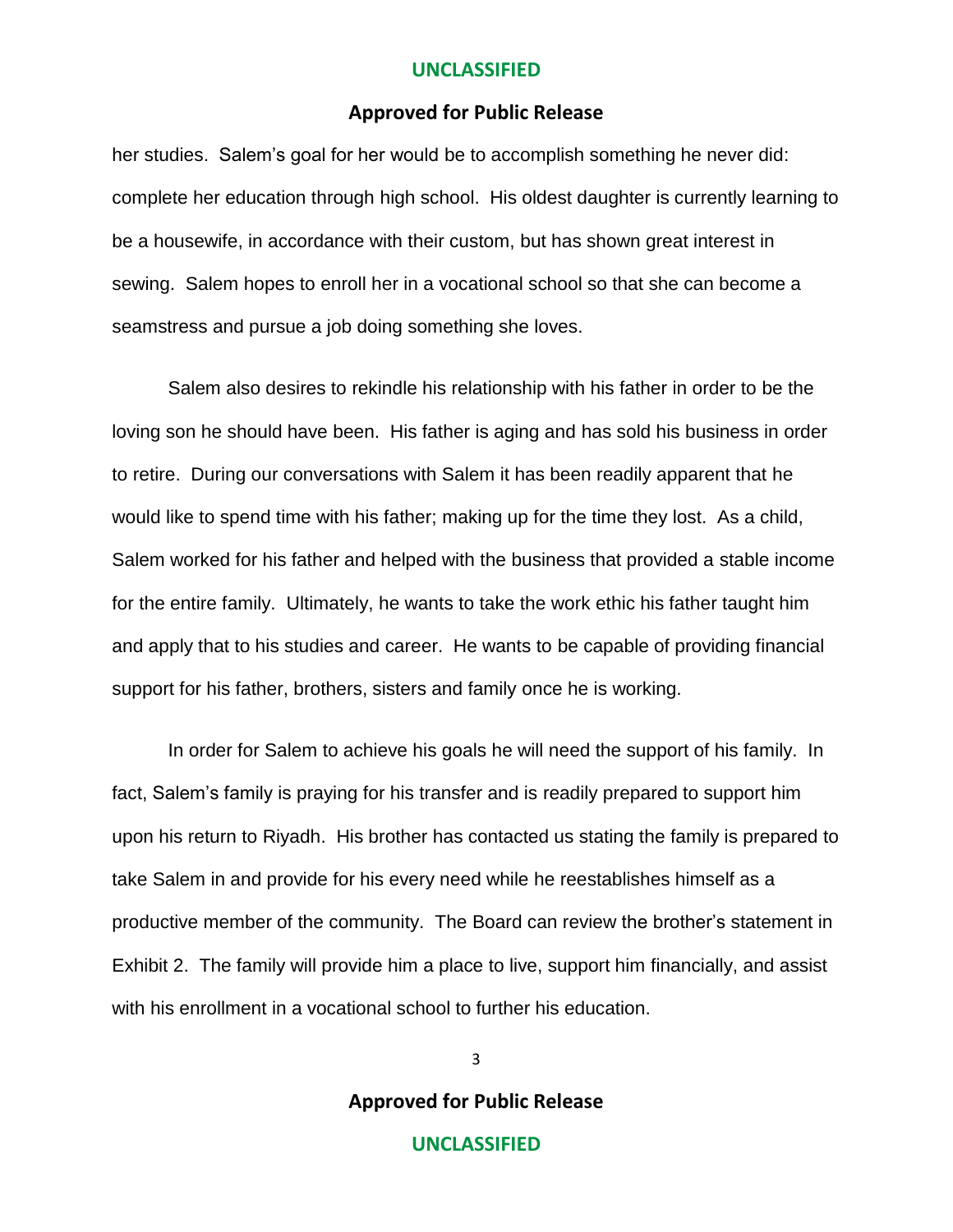her studies. Salem's goal for her would be to accomplish something he never did: complete her education through high school. His oldest daughter is currently learning to be a housewife, in accordance with their custom, but has shown great interest in sewing. Salem hopes to enroll her in a vocational school so that she can become a seamstress and pursue a job doing something she loves.

Salem also desires to rekindle his relationship with his father in order to be the loving son he should have been. His father is aging and has sold his business in order to retire. During our conversations with Salem it has been readily apparent that he would like to spend time with his father; making up for the time they lost. As a child, Salem worked for his father and helped with the business that provided a stable income for the entire family. Ultimately, he wants to take the work ethic his father taught him and apply that to his studies and career. He wants to be capable of providing financial support for his father, brothers, sisters and family once he is working.

In order for Salem to achieve his goals he will need the support of his family. In fact, Salem's family is praying for his transfer and is readily prepared to support him upon his return to Riyadh. His brother has contacted us stating the family is prepared to take Salem in and provide for his every need while he reestablishes himself as a productive member of the community. The Board can review the brother's statement in Exhibit 2. The family will provide him a place to live, support him financially, and assist with his enrollment in a vocational school to further his education.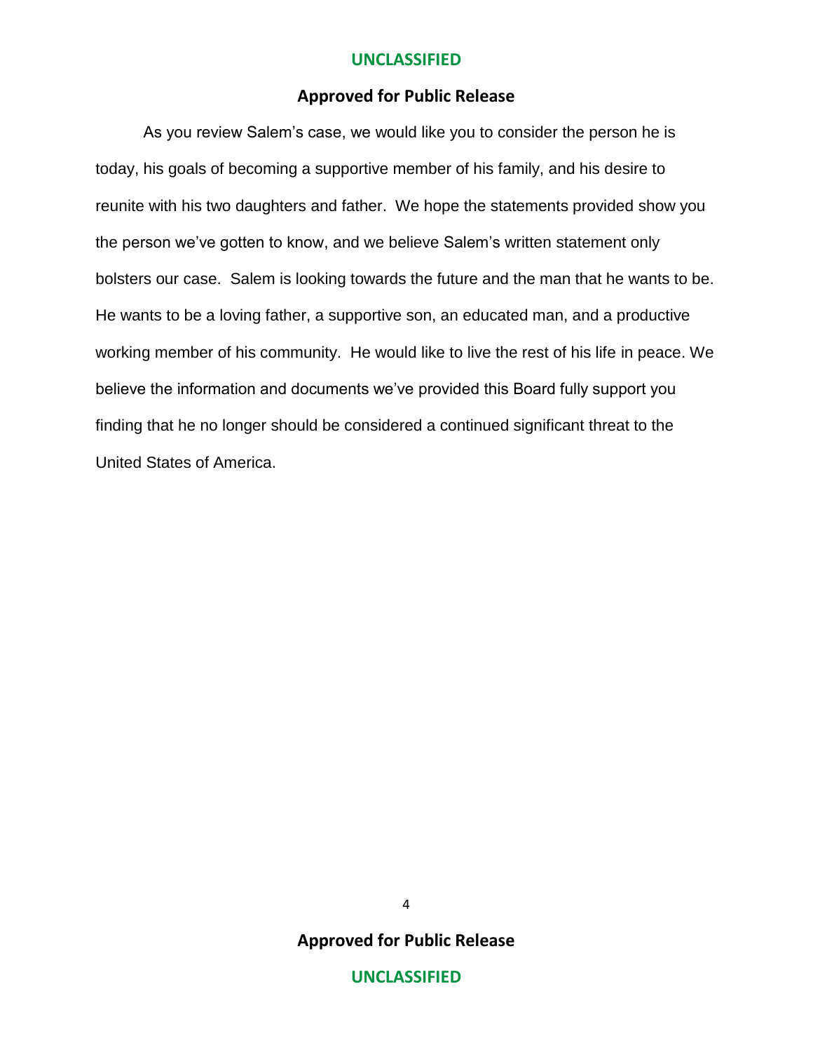As you review Salem's case, we would like you to consider the person he is today, his goals of becoming a supportive member of his family, and his desire to reunite with his two daughters and father. We hope the statements provided show you the person we've gotten to know, and we believe Salem's written statement only bolsters our case. Salem is looking towards the future and the man that he wants to be. He wants to be a loving father, a supportive son, an educated man, and a productive working member of his community. He would like to live the rest of his life in peace. We believe the information and documents we've provided this Board fully support you finding that he no longer should be considered a continued significant threat to the United States of America.